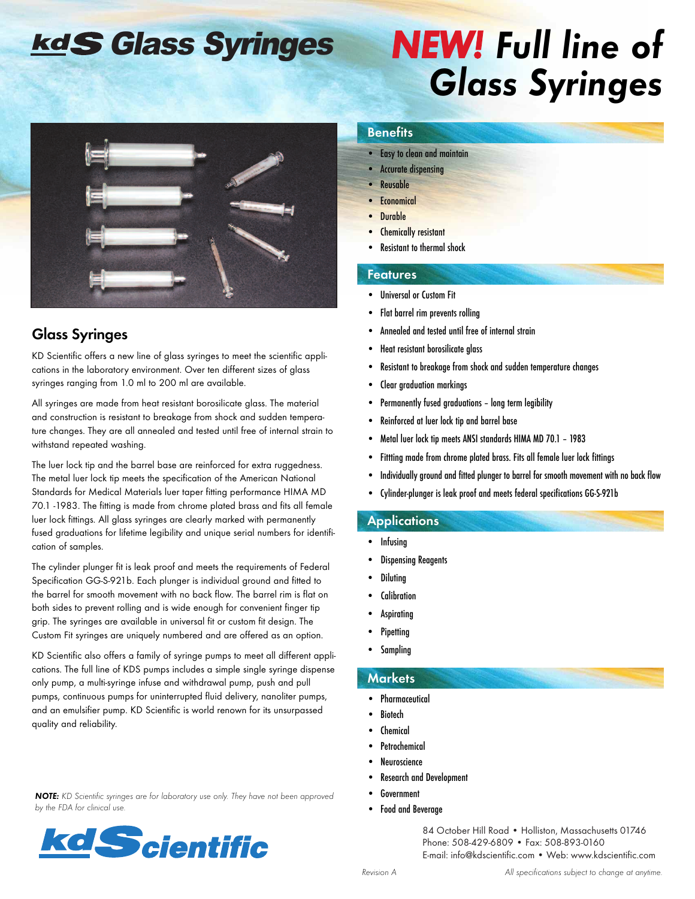# kdS Glass Syringes

# NEW! Full line of Glass Syringes

## Glass Syringes

KD Scientific offers a new line of glass syringes to meet the scientific applications in the laboratory environment. Over ten different sizes of glass syringes ranging from 1.0 ml to 200 ml are available.

All syringes are made from heat resistant borosilicate glass. The material and construction is resistant to breakage from shock and sudden temperature changes. They are all annealed and tested until free of internal strain to withstand repeated washing.

The luer lock tip and the barrel base are reinforced for extra ruggedness. The metal luer lock tip meets the specification of the American National Standards for Medical Materials luer taper fitting performance HIMA MD 70.1 -1983. The fitting is made from chrome plated brass and fits all female luer lock fittings. All glass syringes are clearly marked with permanently fused graduations for lifetime legibility and unique serial numbers for identification of samples.

The cylinder plunger fit is leak proof and meets the requirements of Federal Specification GG-S-921b. Each plunger is individual ground and fitted to the barrel for smooth movement with no back flow. The barrel rim is flat on both sides to prevent rolling and is wide enough for convenient finger tip grip. The syringes are available in universal fit or custom fit design. The Custom Fit syringes are uniquely numbered and are offered as an option.

KD Scientific also offers a family of syringe pumps to meet all different applications. The full line of KDS pumps includes a simple single syringe dispense only pump, a multi-syringe infuse and withdrawal pump, push and pull pumps, continuous pumps for uninterrupted fluid delivery, nanoliter pumps, and an emulsifier pump. KD Scientific is world renown for its unsurpassed quality and reliability.

***NOTE:** KD Scientific syringes are for laboratory use only. They have not been approved by the FDA for clinical use.*

## Benefits

- Easy to clean and maintain
- Accurate dispensing
- Reusable
- Economical
- Durable
- Chemically resistant
- Resistant to thermal shock

## Features

- Universal or Custom Fit
- Flat barrel rim prevents rolling
- Annealed and tested until free of internal strain
- Heat resistant borosilicate glass
- Resistant to breakage from shock and sudden temperature changes
- Clear graduation markings
- Permanently fused graduations – long term legibility
- Reinforced at luer lock tip and barrel base
- Metal luer lock tip meets ANSI standards HIMA MD 70.1 – 1983
- Fittting made from chrome plated brass. Fits all female luer lock fittings
- Individually ground and fitted plunger to barrel for smooth movement with no back flow
- Cylinder-plunger is leak proof and meets federal specifications GG-S-921b

## Applications

- Infusing
- Dispensing Reagents
- Diluting
- Calibration
- Aspirating
- Pipetting
- Sampling

## Markets

- Pharmaceutical
- Biotech
- Chemical
- Petrochemical
- Neuroscience
- Research and Development
- Government
- Food and Beverage

kdScientific

84 October Hill Road • Holliston, Massachusetts 01746
Phone: 508-429-6809 • Fax: 508-893-0160
E-mail: info@kdscientific.com • Web: www.kdscientific.com

*Revision A*

*All specifications subject to change at anytime.*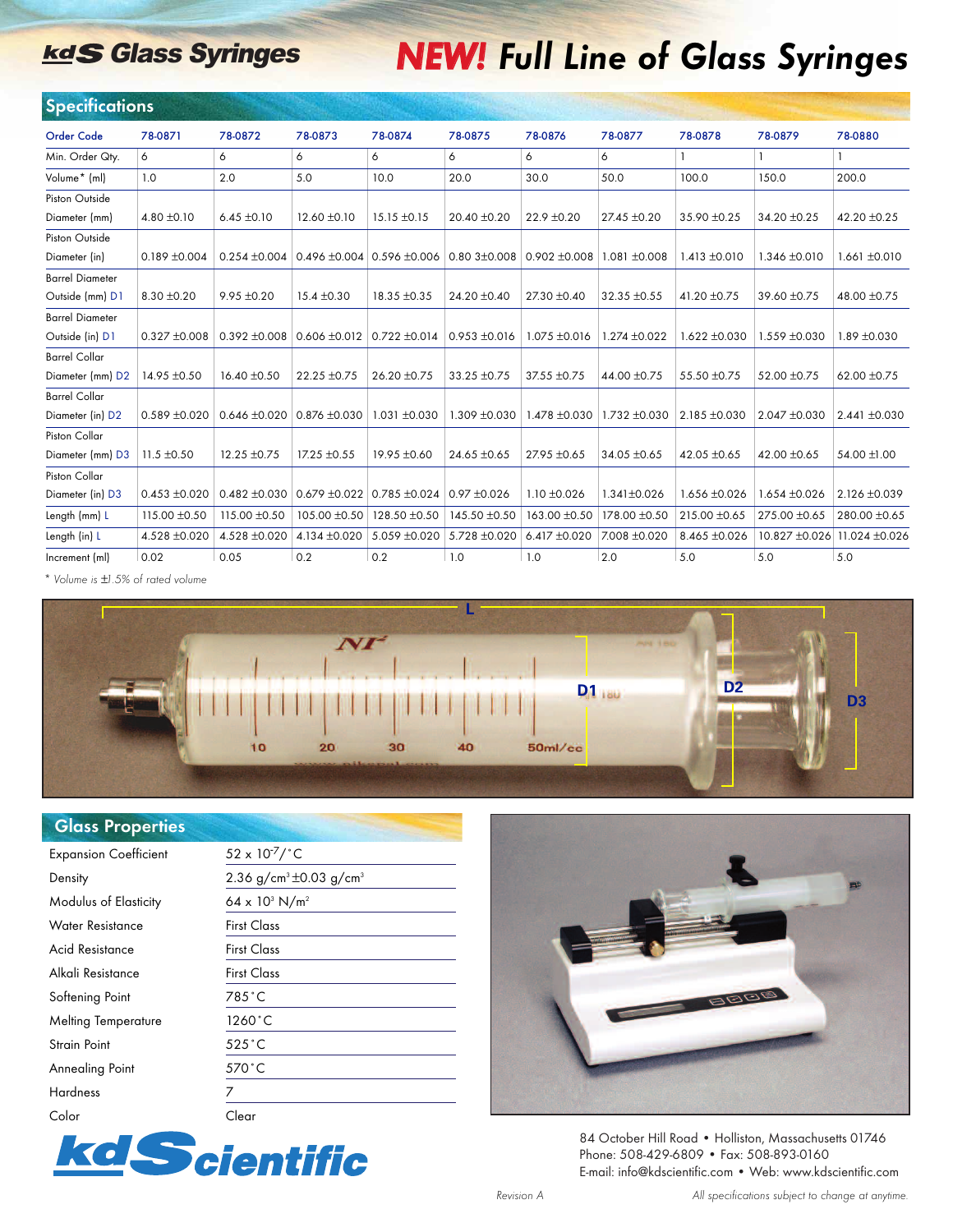# kdS Glass Syringes

# NEW! Full Line of Glass Syringes

## Specifications

| Order Code | 78-0871 | 78-0872 | 78-0873 | 78-0874 | 78-0875 | 78-0876 | 78-0877 | 78-0878 | 78-0879 | 78-0880 |
|---|---|---|---|---|---|---|---|---|---|---|
| Min. Order Qty. | 6 | 6 | 6 | 6 | 6 | 6 | 6 | 1 | 1 | 1 |
| Volume* (ml) | 1.0 | 2.0 | 5.0 | 10.0 | 20.0 | 30.0 | 50.0 | 100.0 | 150.0 | 200.0 |
| Piston Outside Diameter (mm) | 4.80 ±0.10 | 6.45 ±0.10 | 12.60 ±0.10 | 15.15 ±0.15 | 20.40 ±0.20 | 22.9 ±0.20 | 27.45 ±0.20 | 35.90 ±0.25 | 34.20 ±0.25 | 42.20 ±0.25 |
| Piston Outside Diameter (in) | 0.189 ±0.004 | 0.254 ±0.004 | 0.496 ±0.004 | 0.596 ±0.006 | 0.80 3±0.008 | 0.902 ±0.008 | 1.081 ±0.008 | 1.413 ±0.010 | 1.346 ±0.010 | 1.661 ±0.010 |
| Barrel Diameter Outside (mm) D1 | 8.30 ±0.20 | 9.95 ±0.20 | 15.4 ±0.30 | 18.35 ±0.35 | 24.20 ±0.40 | 27.30 ±0.40 | 32.35 ±0.55 | 41.20 ±0.75 | 39.60 ±0.75 | 48.00 ±0.75 |
| Barrel Diameter Outside (in) D1 | 0.327 ±0.008 | 0.392 ±0.008 | 0.606 ±0.012 | 0.722 ±0.014 | 0.953 ±0.016 | 1.075 ±0.016 | 1.274 ±0.022 | 1.622 ±0.030 | 1.559 ±0.030 | 1.89 ±0.030 |
| Barrel Collar Diameter (mm) D2 | 14.95 ±0.50 | 16.40 ±0.50 | 22.25 ±0.75 | 26.20 ±0.75 | 33.25 ±0.75 | 37.55 ±0.75 | 44.00 ±0.75 | 55.50 ±0.75 | 52.00 ±0.75 | 62.00 ±0.75 |
| Barrel Collar Diameter (in) D2 | 0.589 ±0.020 | 0.646 ±0.020 | 0.876 ±0.030 | 1.031 ±0.030 | 1.309 ±0.030 | 1.478 ±0.030 | 1.732 ±0.030 | 2.185 ±0.030 | 2.047 ±0.030 | 2.441 ±0.030 |
| Piston Collar Diameter (mm) D3 | 11.5 ±0.50 | 12.25 ±0.75 | 17.25 ±0.55 | 19.95 ±0.60 | 24.65 ±0.65 | 27.95 ±0.65 | 34.05 ±0.65 | 42.05 ±0.65 | 42.00 ±0.65 | 54.00 ±1.00 |
| Piston Collar Diameter (in) D3 | 0.453 ±0.020 | 0.482 ±0.030 | 0.679 ±0.022 | 0.785 ±0.024 | 0.97 ±0.026 | 1.10 ±0.026 | 1.341±0.026 | 1.656 ±0.026 | 1.654 ±0.026 | 2.126 ±0.039 |
| Length (mm) L | 115.00 ±0.50 | 115.00 ±0.50 | 105.00 ±0.50 | 128.50 ±0.50 | 145.50 ±0.50 | 163.00 ±0.50 | 178.00 ±0.50 | 215.00 ±0.65 | 275.00 ±0.65 | 280.00 ±0.65 |
| Length (in) L | 4.528 ±0.020 | 4.528 ±0.020 | 4.134 ±0.020 | 5.059 ±0.020 | 5.728 ±0.020 | 6.417 ±0.020 | 7.008 ±0.020 | 8.465 ±0.026 | 10.827 ±0.026 | 11.024 ±0.026 |
| Increment (ml) | 0.02 | 0.05 | 0.2 | 0.2 | 1.0 | 1.0 | 2.0 | 5.0 | 5.0 | 5.0 |

*\* Volume is ±1.5% of rated volume*

L

D1

D2

D3

## Glass Properties

| | |
|---|---|
| Expansion Coefficient | $52 \times 10^{-7}/^{\circ}C$ |
| Density | $2.36$ g/cm$^3$ ±0.03 g/cm$^3$ |
| Modulus of Elasticity | $64 \times 10^3$ N/m$^2$ |
| Water Resistance | First Class |
| Acid Resistance | First Class |
| Alkali Resistance | First Class |
| Softening Point | 785˚C |
| Melting Temperature | 1260˚C |
| Strain Point | 525˚C |
| Annealing Point | 570˚C |
| Hardness | 7 |
| Color | Clear |

**kdScientific**

84 October Hill Road • Holliston, Massachusetts 01746
Phone: 508-429-6809 • Fax: 508-893-0160
E-mail: info@kdscientific.com • Web: www.kdscientific.com

*Revision A*

*All specifications subject to change at anytime.*